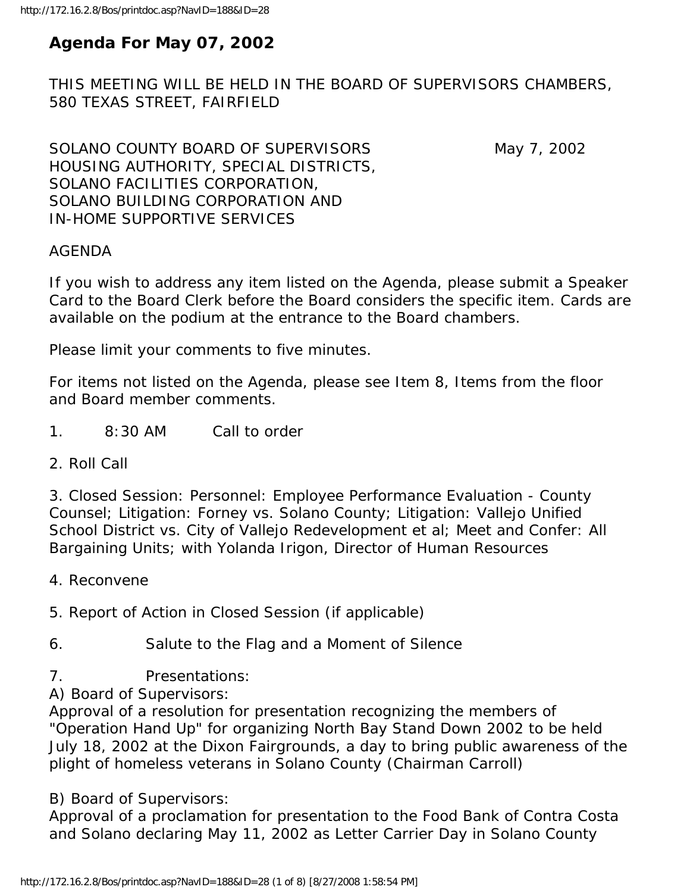# Agenda For May 07, 2002

THIS MEETING WILL BE HELD IN THE BOARD OF SUPERVISORS CHAMBERS, 580 TEXAS STREET, FAIRFIELD

SOLANO COUNTY BOARD OF SUPERVISORS May 7, 2002
HOUSING AUTHORITY, SPECIAL DISTRICTS,
SOLANO FACILITIES CORPORATION,
SOLANO BUILDING CORPORATION AND
IN-HOME SUPPORTIVE SERVICES

AGENDA

If you wish to address any item listed on the Agenda, please submit a Speaker Card to the Board Clerk before the Board considers the specific item. Cards are available on the podium at the entrance to the Board chambers.

Please limit your comments to five minutes.

For items not listed on the Agenda, please see Item 8, Items from the floor and Board member comments.

1. 8:30 AM Call to order

2. Roll Call

3. Closed Session: Personnel: Employee Performance Evaluation - County Counsel; Litigation: Forney vs. Solano County; Litigation: Vallejo Unified School District vs. City of Vallejo Redevelopment et al; Meet and Confer: All Bargaining Units; with Yolanda Irigon, Director of Human Resources

4. Reconvene

5. Report of Action in Closed Session (if applicable)

6. Salute to the Flag and a Moment of Silence

7. Presentations:

A) Board of Supervisors:
Approval of a resolution for presentation recognizing the members of "Operation Hand Up" for organizing North Bay Stand Down 2002 to be held July 18, 2002 at the Dixon Fairgrounds, a day to bring public awareness of the plight of homeless veterans in Solano County (Chairman Carroll)

B) Board of Supervisors:
Approval of a proclamation for presentation to the Food Bank of Contra Costa and Solano declaring May 11, 2002 as Letter Carrier Day in Solano County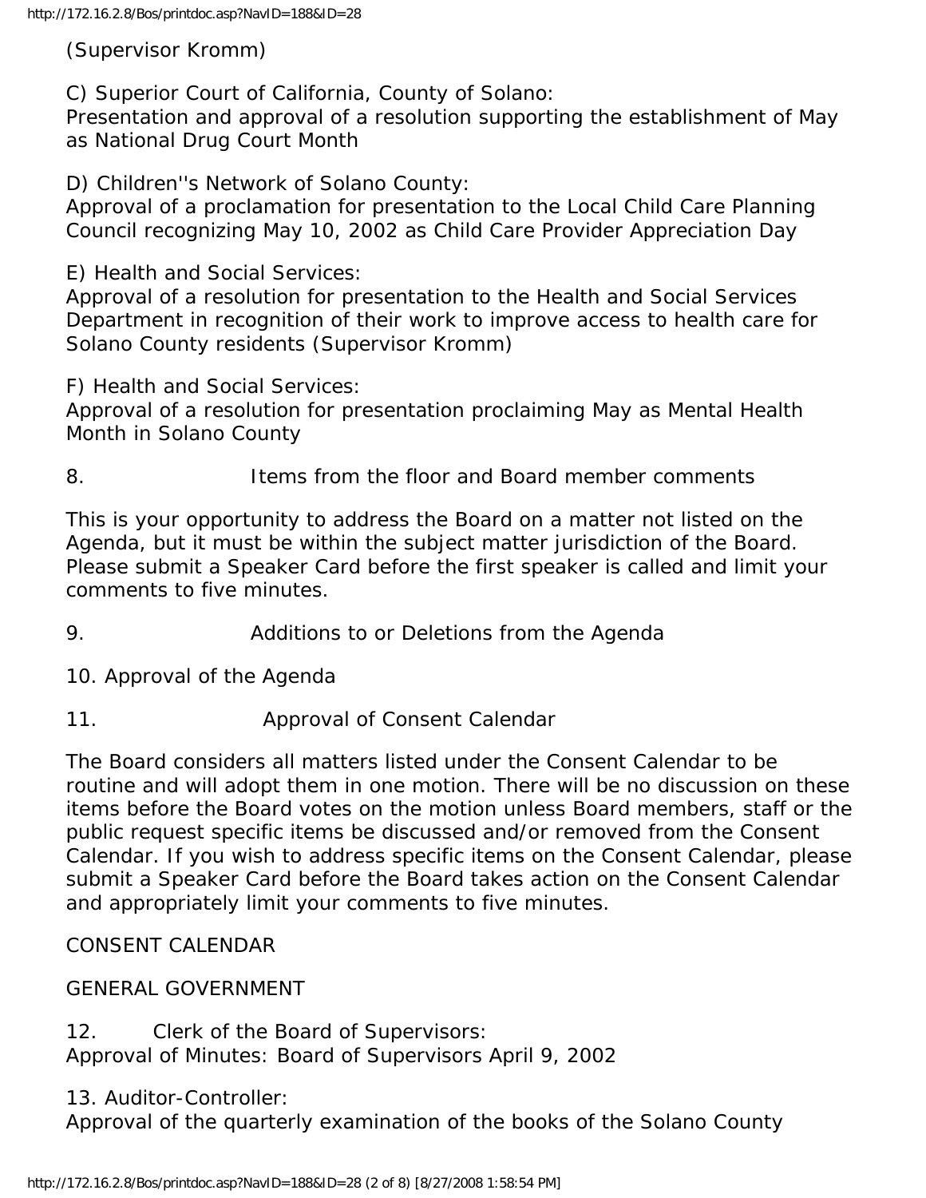(Supervisor Kromm)

C) Superior Court of California, County of Solano:
Presentation and approval of a resolution supporting the establishment of May as National Drug Court Month

D) Children''s Network of Solano County:
Approval of a proclamation for presentation to the Local Child Care Planning Council recognizing May 10, 2002 as Child Care Provider Appreciation Day

E) Health and Social Services:
Approval of a resolution for presentation to the Health and Social Services Department in recognition of their work to improve access to health care for Solano County residents (Supervisor Kromm)

F) Health and Social Services:
Approval of a resolution for presentation proclaiming May as Mental Health Month in Solano County

8. Items from the floor and Board member comments

This is your opportunity to address the Board on a matter not listed on the Agenda, but it must be within the subject matter jurisdiction of the Board. Please submit a Speaker Card before the first speaker is called and limit your comments to five minutes.

9. Additions to or Deletions from the Agenda

10. Approval of the Agenda

11. Approval of Consent Calendar

The Board considers all matters listed under the Consent Calendar to be routine and will adopt them in one motion. There will be no discussion on these items before the Board votes on the motion unless Board members, staff or the public request specific items be discussed and/or removed from the Consent Calendar. If you wish to address specific items on the Consent Calendar, please submit a Speaker Card before the Board takes action on the Consent Calendar and appropriately limit your comments to five minutes.

CONSENT CALENDAR

GENERAL GOVERNMENT

12. Clerk of the Board of Supervisors:
Approval of Minutes: Board of Supervisors April 9, 2002

13. Auditor-Controller:
Approval of the quarterly examination of the books of the Solano County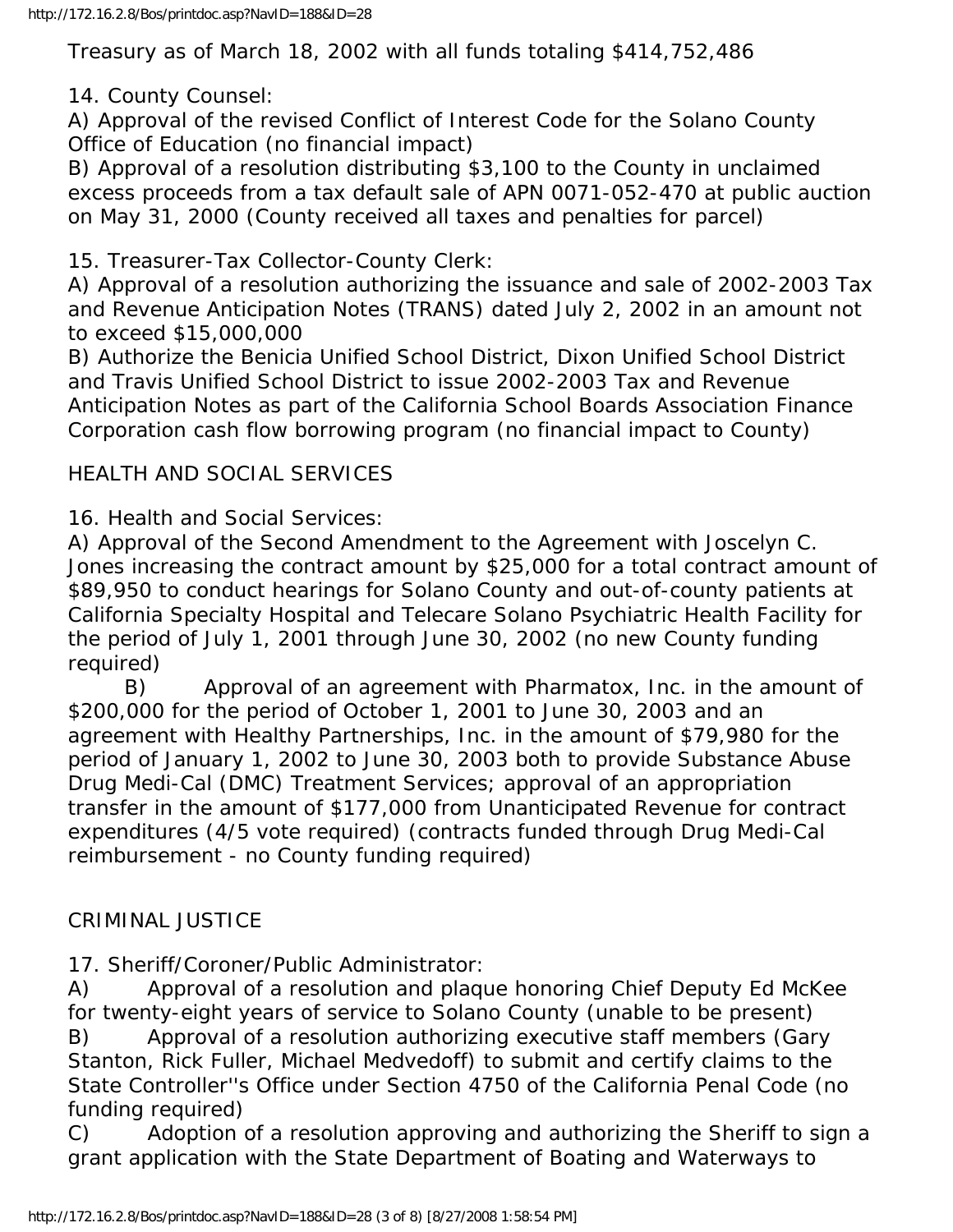Treasury as of March 18, 2002 with all funds totaling $414,752,486

14. County Counsel:
A) Approval of the revised Conflict of Interest Code for the Solano County Office of Education (no financial impact)
B) Approval of a resolution distributing $3,100 to the County in unclaimed excess proceeds from a tax default sale of APN 0071-052-470 at public auction on May 31, 2000 (County received all taxes and penalties for parcel)

15. Treasurer-Tax Collector-County Clerk:
A) Approval of a resolution authorizing the issuance and sale of 2002-2003 Tax and Revenue Anticipation Notes (TRANS) dated July 2, 2002 in an amount not to exceed $15,000,000
B) Authorize the Benicia Unified School District, Dixon Unified School District and Travis Unified School District to issue 2002-2003 Tax and Revenue Anticipation Notes as part of the California School Boards Association Finance Corporation cash flow borrowing program (no financial impact to County)

HEALTH AND SOCIAL SERVICES

16. Health and Social Services:
A) Approval of the Second Amendment to the Agreement with Joscelyn C. Jones increasing the contract amount by $25,000 for a total contract amount of $89,950 to conduct hearings for Solano County and out-of-county patients at California Specialty Hospital and Telecare Solano Psychiatric Health Facility for the period of July 1, 2001 through June 30, 2002 (no new County funding required)
B) Approval of an agreement with Pharmatox, Inc. in the amount of $200,000 for the period of October 1, 2001 to June 30, 2003 and an agreement with Healthy Partnerships, Inc. in the amount of $79,980 for the period of January 1, 2002 to June 30, 2003 both to provide Substance Abuse Drug Medi-Cal (DMC) Treatment Services; approval of an appropriation transfer in the amount of $177,000 from Unanticipated Revenue for contract expenditures (4/5 vote required) (contracts funded through Drug Medi-Cal reimbursement - no County funding required)

CRIMINAL JUSTICE

17. Sheriff/Coroner/Public Administrator:
A) Approval of a resolution and plaque honoring Chief Deputy Ed McKee for twenty-eight years of service to Solano County (unable to be present)
B) Approval of a resolution authorizing executive staff members (Gary Stanton, Rick Fuller, Michael Medvedoff) to submit and certify claims to the State Controller''s Office under Section 4750 of the California Penal Code (no funding required)
C) Adoption of a resolution approving and authorizing the Sheriff to sign a grant application with the State Department of Boating and Waterways to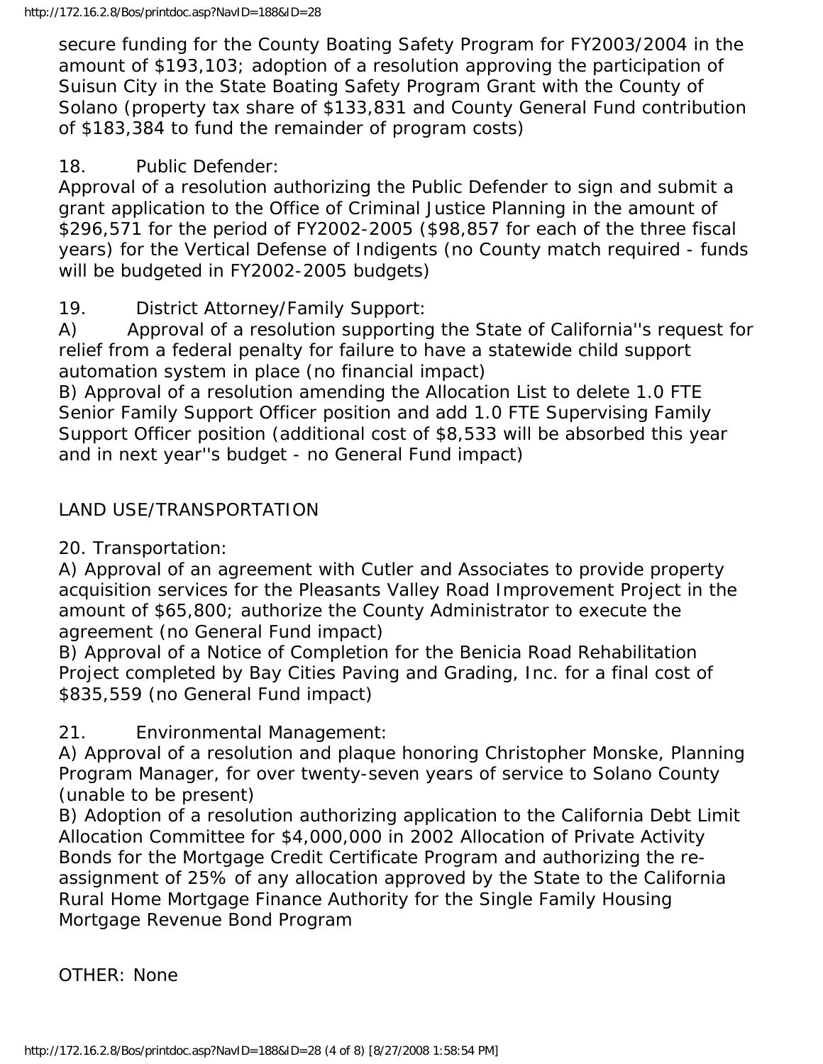secure funding for the County Boating Safety Program for FY2003/2004 in the amount of $193,103; adoption of a resolution approving the participation of Suisun City in the State Boating Safety Program Grant with the County of Solano (property tax share of $133,831 and County General Fund contribution of $183,384 to fund the remainder of program costs)

18. Public Defender:
Approval of a resolution authorizing the Public Defender to sign and submit a grant application to the Office of Criminal Justice Planning in the amount of $296,571 for the period of FY2002-2005 ($98,857 for each of the three fiscal years) for the Vertical Defense of Indigents (no County match required - funds will be budgeted in FY2002-2005 budgets)

19. District Attorney/Family Support:
A) Approval of a resolution supporting the State of California''s request for relief from a federal penalty for failure to have a statewide child support automation system in place (no financial impact)
B) Approval of a resolution amending the Allocation List to delete 1.0 FTE Senior Family Support Officer position and add 1.0 FTE Supervising Family Support Officer position (additional cost of $8,533 will be absorbed this year and in next year''s budget - no General Fund impact)

LAND USE/TRANSPORTATION

20. Transportation:
A) Approval of an agreement with Cutler and Associates to provide property acquisition services for the Pleasants Valley Road Improvement Project in the amount of $65,800; authorize the County Administrator to execute the agreement (no General Fund impact)
B) Approval of a Notice of Completion for the Benicia Road Rehabilitation Project completed by Bay Cities Paving and Grading, Inc. for a final cost of $835,559 (no General Fund impact)

21. Environmental Management:
A) Approval of a resolution and plaque honoring Christopher Monske, Planning Program Manager, for over twenty-seven years of service to Solano County (unable to be present)
B) Adoption of a resolution authorizing application to the California Debt Limit Allocation Committee for $4,000,000 in 2002 Allocation of Private Activity Bonds for the Mortgage Credit Certificate Program and authorizing the re-assignment of 25% of any allocation approved by the State to the California Rural Home Mortgage Finance Authority for the Single Family Housing Mortgage Revenue Bond Program

OTHER: None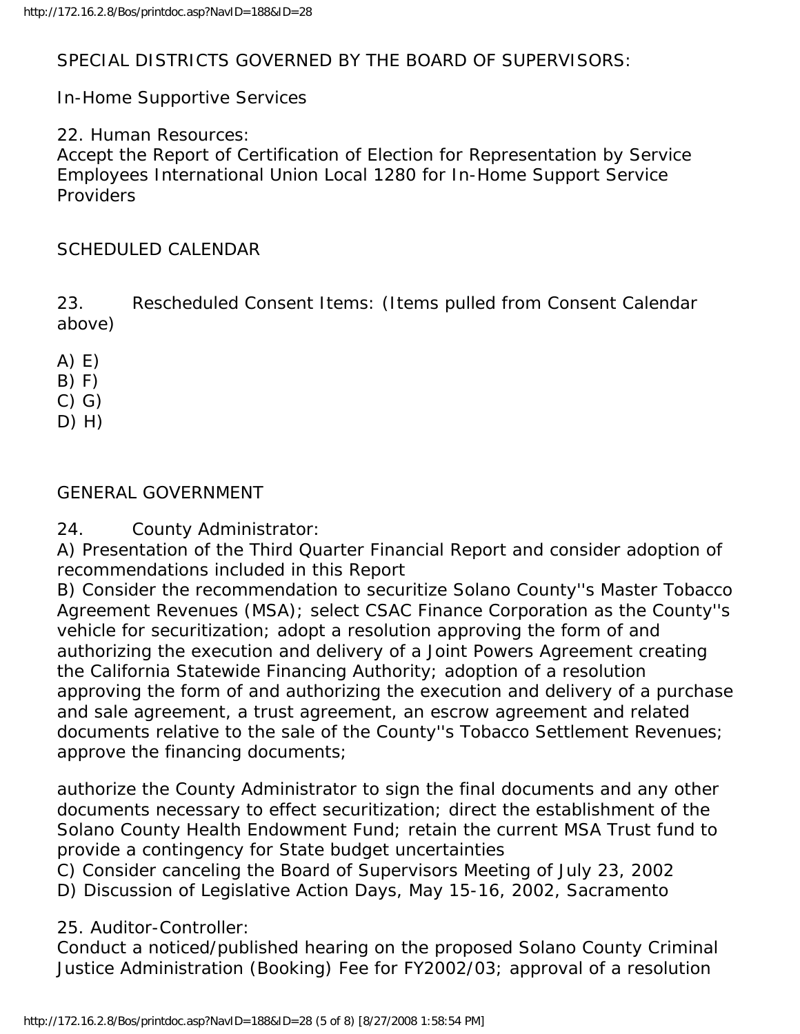SPECIAL DISTRICTS GOVERNED BY THE BOARD OF SUPERVISORS:

In-Home Supportive Services

22. Human Resources:
Accept the Report of Certification of Election for Representation by Service Employees International Union Local 1280 for In-Home Support Service Providers

SCHEDULED CALENDAR

23. Rescheduled Consent Items: (Items pulled from Consent Calendar above)

A) E)
B) F)
C) G)
D) H)

GENERAL GOVERNMENT

24. County Administrator:
A) Presentation of the Third Quarter Financial Report and consider adoption of recommendations included in this Report
B) Consider the recommendation to securitize Solano County''s Master Tobacco Agreement Revenues (MSA); select CSAC Finance Corporation as the County''s vehicle for securitization; adopt a resolution approving the form of and authorizing the execution and delivery of a Joint Powers Agreement creating the California Statewide Financing Authority; adoption of a resolution approving the form of and authorizing the execution and delivery of a purchase and sale agreement, a trust agreement, an escrow agreement and related documents relative to the sale of the County''s Tobacco Settlement Revenues; approve the financing documents;

authorize the County Administrator to sign the final documents and any other documents necessary to effect securitization; direct the establishment of the Solano County Health Endowment Fund; retain the current MSA Trust fund to provide a contingency for State budget uncertainties
C) Consider canceling the Board of Supervisors Meeting of July 23, 2002
D) Discussion of Legislative Action Days, May 15-16, 2002, Sacramento

25. Auditor-Controller:
Conduct a noticed/published hearing on the proposed Solano County Criminal Justice Administration (Booking) Fee for FY2002/03; approval of a resolution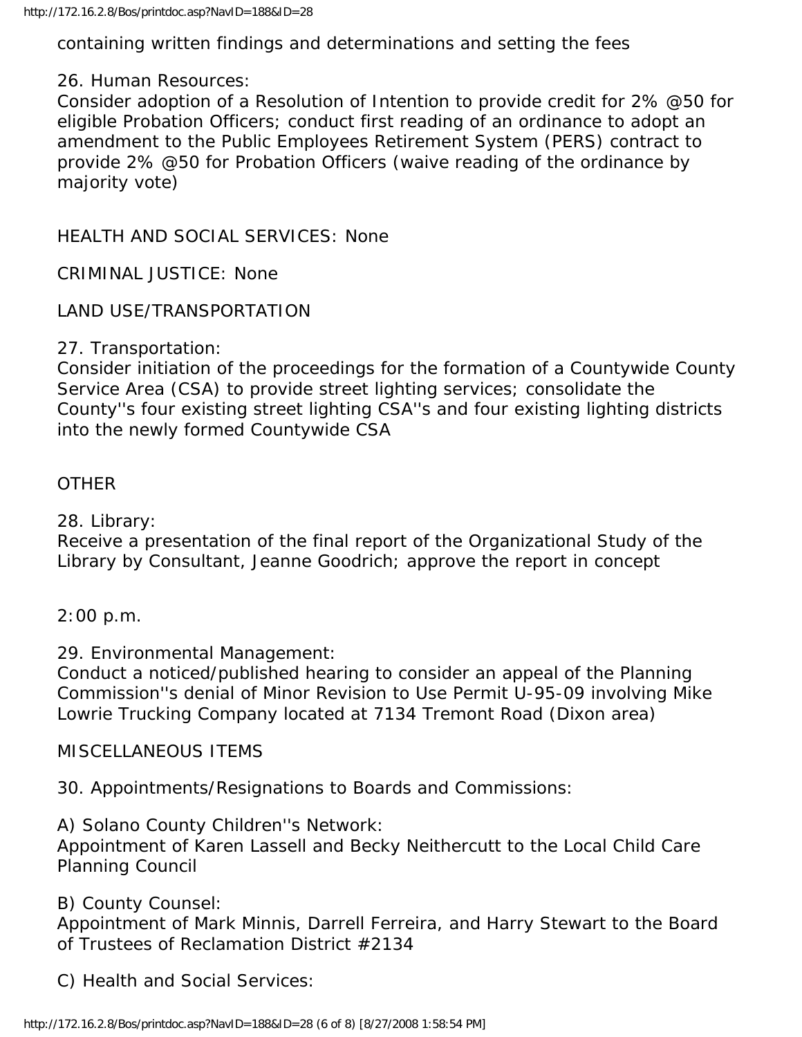containing written findings and determinations and setting the fees

26. Human Resources:
Consider adoption of a Resolution of Intention to provide credit for 2% @50 for eligible Probation Officers; conduct first reading of an ordinance to adopt an amendment to the Public Employees Retirement System (PERS) contract to provide 2% @50 for Probation Officers (waive reading of the ordinance by majority vote)

HEALTH AND SOCIAL SERVICES: None

CRIMINAL JUSTICE: None

LAND USE/TRANSPORTATION

27. Transportation:
Consider initiation of the proceedings for the formation of a Countywide County Service Area (CSA) to provide street lighting services; consolidate the County''s four existing street lighting CSA''s and four existing lighting districts into the newly formed Countywide CSA

OTHER

28. Library:
Receive a presentation of the final report of the Organizational Study of the Library by Consultant, Jeanne Goodrich; approve the report in concept

2:00 p.m.

29. Environmental Management:
Conduct a noticed/published hearing to consider an appeal of the Planning Commission''s denial of Minor Revision to Use Permit U-95-09 involving Mike Lowrie Trucking Company located at 7134 Tremont Road (Dixon area)

MISCELLANEOUS ITEMS

30. Appointments/Resignations to Boards and Commissions:

A) Solano County Children''s Network:
Appointment of Karen Lassell and Becky Neithercutt to the Local Child Care Planning Council

B) County Counsel:
Appointment of Mark Minnis, Darrell Ferreira, and Harry Stewart to the Board of Trustees of Reclamation District #2134

C) Health and Social Services: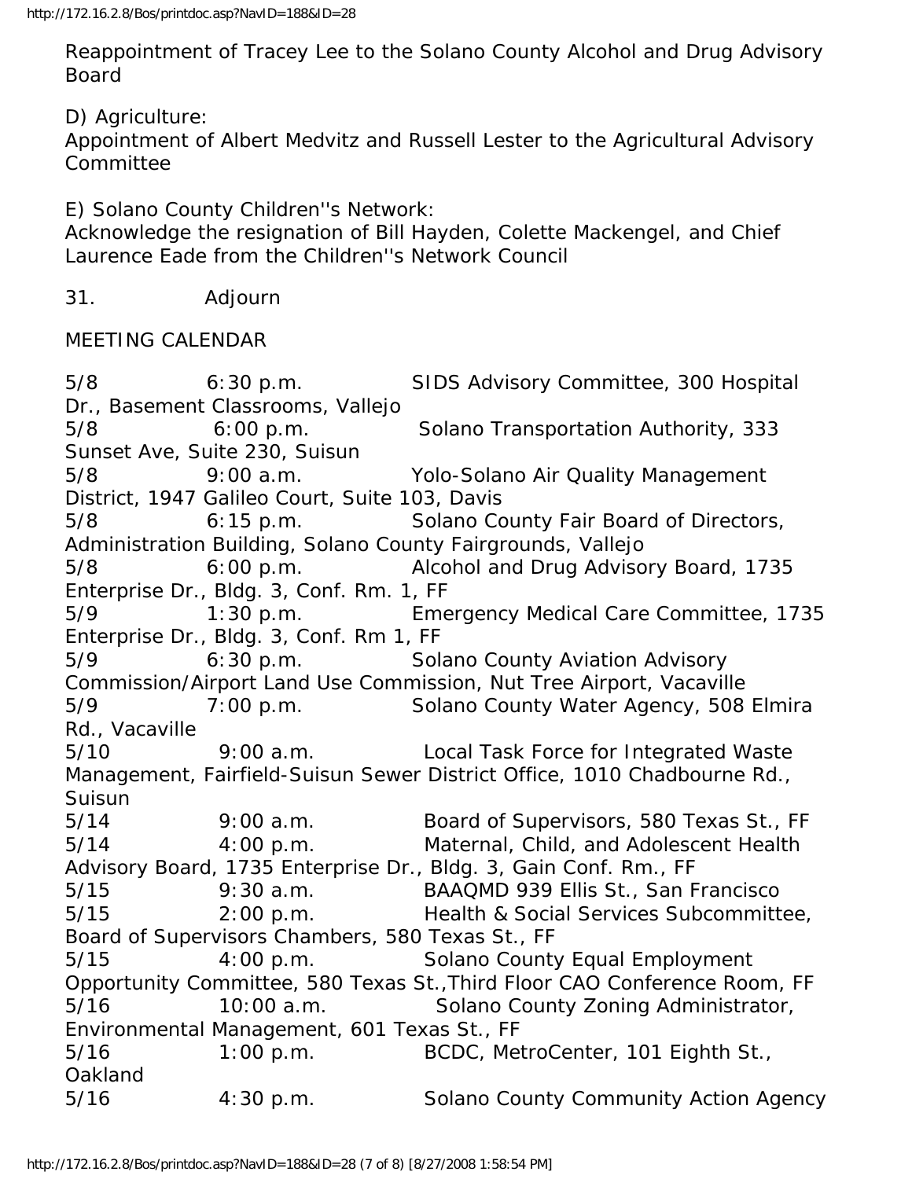Reappointment of Tracey Lee to the Solano County Alcohol and Drug Advisory Board

D) Agriculture:
Appointment of Albert Medvitz and Russell Lester to the Agricultural Advisory Committee

E) Solano County Children''s Network:
Acknowledge the resignation of Bill Hayden, Colette Mackengel, and Chief Laurence Eade from the Children''s Network Council

31. Adjourn

MEETING CALENDAR

5/8 6:30 p.m. SIDS Advisory Committee, 300 Hospital Dr., Basement Classrooms, Vallejo
5/8 6:00 p.m. Solano Transportation Authority, 333 Sunset Ave, Suite 230, Suisun
5/8 9:00 a.m. Yolo-Solano Air Quality Management District, 1947 Galileo Court, Suite 103, Davis
5/8 6:15 p.m. Solano County Fair Board of Directors, Administration Building, Solano County Fairgrounds, Vallejo
5/8 6:00 p.m. Alcohol and Drug Advisory Board, 1735 Enterprise Dr., Bldg. 3, Conf. Rm. 1, FF
5/9 1:30 p.m. Emergency Medical Care Committee, 1735 Enterprise Dr., Bldg. 3, Conf. Rm 1, FF
5/9 6:30 p.m. Solano County Aviation Advisory Commission/Airport Land Use Commission, Nut Tree Airport, Vacaville
5/9 7:00 p.m. Solano County Water Agency, 508 Elmira Rd., Vacaville
5/10 9:00 a.m. Local Task Force for Integrated Waste Management, Fairfield-Suisun Sewer District Office, 1010 Chadbourne Rd., Suisun
5/14 9:00 a.m. Board of Supervisors, 580 Texas St., FF
5/14 4:00 p.m. Maternal, Child, and Adolescent Health Advisory Board, 1735 Enterprise Dr., Bldg. 3, Gain Conf. Rm., FF
5/15 9:30 a.m. BAAQMD 939 Ellis St., San Francisco
5/15 2:00 p.m. Health & Social Services Subcommittee, Board of Supervisors Chambers, 580 Texas St., FF
5/15 4:00 p.m. Solano County Equal Employment Opportunity Committee, 580 Texas St.,Third Floor CAO Conference Room, FF
5/16 10:00 a.m. Solano County Zoning Administrator, Environmental Management, 601 Texas St., FF
5/16 1:00 p.m. BCDC, MetroCenter, 101 Eighth St., Oakland
5/16 4:30 p.m. Solano County Community Action Agency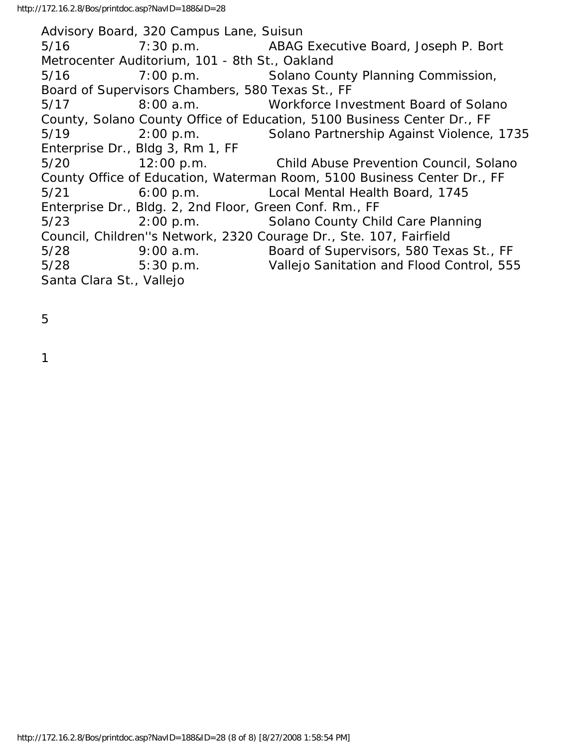Advisory Board, 320 Campus Lane, Suisun
5/16 7:30 p.m. ABAG Executive Board, Joseph P. Bort Metrocenter Auditorium, 101 - 8th St., Oakland
5/16 7:00 p.m. Solano County Planning Commission, Board of Supervisors Chambers, 580 Texas St., FF
5/17 8:00 a.m. Workforce Investment Board of Solano County, Solano County Office of Education, 5100 Business Center Dr., FF
5/19 2:00 p.m. Solano Partnership Against Violence, 1735 Enterprise Dr., Bldg 3, Rm 1, FF
5/20 12:00 p.m. Child Abuse Prevention Council, Solano County Office of Education, Waterman Room, 5100 Business Center Dr., FF
5/21 6:00 p.m. Local Mental Health Board, 1745 Enterprise Dr., Bldg. 2, 2nd Floor, Green Conf. Rm., FF
5/23 2:00 p.m. Solano County Child Care Planning Council, Children''s Network, 2320 Courage Dr., Ste. 107, Fairfield
5/28 9:00 a.m. Board of Supervisors, 580 Texas St., FF
5/28 5:30 p.m. Vallejo Sanitation and Flood Control, 555 Santa Clara St., Vallejo

5

1